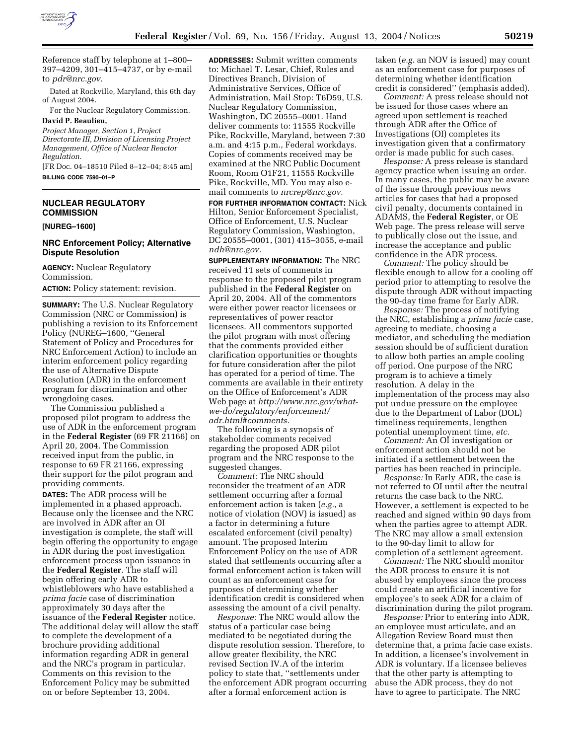Reference staff by telephone at 1–800–397–4209, 301–415–4737, or by e-mail to *pdr@nrc.gov.*

Dated at Rockville, Maryland, this 6th day of August 2004.

For the Nuclear Regulatory Commission.

**David P. Beaulieu,**

*Project Manager, Section 1, Project Directorate III, Division of Licensing Project Management, Office of Nuclear Reactor Regulation.*

[FR Doc. 04–18510 Filed 8–12–04; 8:45 am]

**BILLING CODE 7590–01–P**

## NUCLEAR REGULATORY COMMISSION

**[NUREG–1600]**

### NRC Enforcement Policy; Alternative Dispute Resolution

**AGENCY:** Nuclear Regulatory Commission.

**ACTION:** Policy statement: revision.

**SUMMARY:** The U.S. Nuclear Regulatory Commission (NRC or Commission) is publishing a revision to its Enforcement Policy (NUREG–1600, ''General Statement of Policy and Procedures for NRC Enforcement Action) to include an interim enforcement policy regarding the use of Alternative Dispute Resolution (ADR) in the enforcement program for discrimination and other wrongdoing cases.

The Commission published a proposed pilot program to address the use of ADR in the enforcement program in the **Federal Register** (69 FR 21166) on April 20, 2004. The Commission received input from the public, in response to 69 FR 21166, expressing their support for the pilot program and providing comments.

**DATES:** The ADR process will be implemented in a phased approach. Because only the licensee and the NRC are involved in ADR after an OI investigation is complete, the staff will begin offering the opportunity to engage in ADR during the post investigation enforcement process upon issuance in the **Federal Register**. The staff will begin offering early ADR to whistleblowers who have established a *prima facie* case of discrimination approximately 30 days after the issuance of the **Federal Register** notice. The additional delay will allow the staff to complete the development of a brochure providing additional information regarding ADR in general and the NRC's program in particular. Comments on this revision to the Enforcement Policy may be submitted on or before September 13, 2004.

**ADDRESSES:** Submit written comments to: Michael T. Lesar, Chief, Rules and Directives Branch, Division of Administrative Services, Office of Administration, Mail Stop: T6D59, U.S. Nuclear Regulatory Commission, Washington, DC 20555–0001. Hand deliver comments to: 11555 Rockville Pike, Rockville, Maryland, between 7:30 a.m. and 4:15 p.m., Federal workdays. Copies of comments received may be examined at the NRC Public Document Room, Room O1F21, 11555 Rockville Pike, Rockville, MD. You may also e-mail comments to *nrcrep@nrc.gov.*

**FOR FURTHER INFORMATION CONTACT:** Nick Hilton, Senior Enforcement Specialist, Office of Enforcement, U.S. Nuclear Regulatory Commission, Washington, DC 20555–0001, (301) 415–3055, e-mail *ndh@nrc.gov.*

**SUPPLEMENTARY INFORMATION:** The NRC received 11 sets of comments in response to the proposed pilot program published in the **Federal Register** on April 20, 2004. All of the commentors were either power reactor licensees or representatives of power reactor licensees. All commentors supported the pilot program with most offering that the comments provided either clarification opportunities or thoughts for future consideration after the pilot has operated for a period of time. The comments are available in their entirety on the Office of Enforcement's ADR Web page at *http://www.nrc.gov/what-we-do/regulatory/enforcement/adr.html#comments.*

The following is a synopsis of stakeholder comments received regarding the proposed ADR pilot program and the NRC response to the suggested changes.

*Comment:* The NRC should reconsider the treatment of an ADR settlement occurring after a formal enforcement action is taken (*e.g.*, a notice of violation (NOV) is issued) as a factor in determining a future escalated enforcement (civil penalty) amount. The proposed Interim Enforcement Policy on the use of ADR stated that settlements occurring after a formal enforcement action is taken will count as an enforcement case for purposes of determining whether identification credit is considered when assessing the amount of a civil penalty.

*Response:* The NRC would allow the status of a particular case being mediated to be negotiated during the dispute resolution session. Therefore, to allow greater flexibility, the NRC revised Section IV.A of the interim policy to state that, ''settlements under the enforcement ADR program occurring after a formal enforcement action is taken (*e.g.* an NOV is issued) may count as an enforcement case for purposes of determining whether identification credit is considered'' (emphasis added).

*Comment:* A press release should not be issued for those cases where an agreed upon settlement is reached through ADR after the Office of Investigations (OI) completes its investigation given that a confirmatory order is made public for such cases.

*Response:* A press release is standard agency practice when issuing an order. In many cases, the public may be aware of the issue through previous news articles for cases that had a proposed civil penalty, documents contained in ADAMS, the **Federal Register**, or OE Web page. The press release will serve to publically close out the issue, and increase the acceptance and public confidence in the ADR process.

*Comment:* The policy should be flexible enough to allow for a cooling off period prior to attempting to resolve the dispute through ADR without impacting the 90-day time frame for Early ADR.

*Response:* The process of notifying the NRC, establishing a *prima facie* case, agreeing to mediate, choosing a mediator, and scheduling the mediation session should be of sufficient duration to allow both parties an ample cooling off period. One purpose of the NRC program is to achieve a timely resolution. A delay in the implementation of the process may also put undue pressure on the employee due to the Department of Labor (DOL) timeliness requirements, lengthen potential unemployment time, *etc.*

*Comment:* An OI investigation or enforcement action should not be initiated if a settlement between the parties has been reached in principle.

*Response:* In Early ADR, the case is not referred to OI until after the neutral returns the case back to the NRC. However, a settlement is expected to be reached and signed within 90 days from when the parties agree to attempt ADR. The NRC may allow a small extension to the 90-day limit to allow for completion of a settlement agreement.

*Comment:* The NRC should monitor the ADR process to ensure it is not abused by employees since the process could create an artificial incentive for employee's to seek ADR for a claim of discrimination during the pilot program.

*Response:* Prior to entering into ADR, an employee must articulate, and an Allegation Review Board must then determine that, a prima facie case exists. In addition, a licensee's involvement in ADR is voluntary. If a licensee believes that the other party is attempting to abuse the ADR process, they do not have to agree to participate. The NRC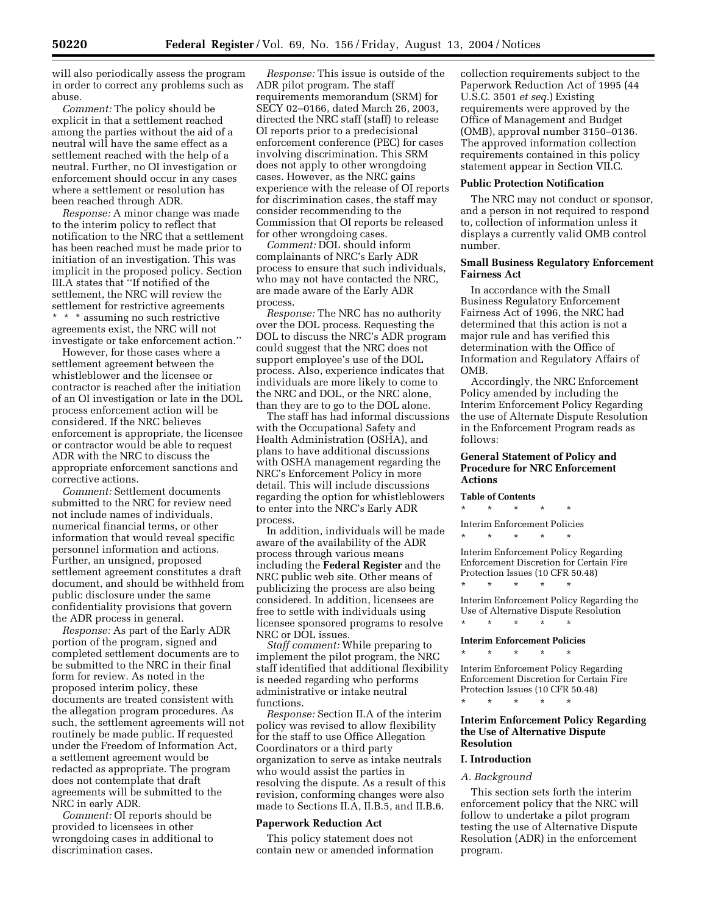will also periodically assess the program in order to correct any problems such as abuse.

*Comment:* The policy should be explicit in that a settlement reached among the parties without the aid of a neutral will have the same effect as a settlement reached with the help of a neutral. Further, no OI investigation or enforcement should occur in any cases where a settlement or resolution has been reached through ADR.

*Response:* A minor change was made to the interim policy to reflect that notification to the NRC that a settlement has been reached must be made prior to initiation of an investigation. This was implicit in the proposed policy. Section III.A states that ''If notified of the settlement, the NRC will review the settlement for restrictive agreements * * * assuming no such restrictive agreements exist, the NRC will not investigate or take enforcement action.''

However, for those cases where a settlement agreement between the whistleblower and the licensee or contractor is reached after the initiation of an OI investigation or late in the DOL process enforcement action will be considered. If the NRC believes enforcement is appropriate, the licensee or contractor would be able to request ADR with the NRC to discuss the appropriate enforcement sanctions and corrective actions.

*Comment:* Settlement documents submitted to the NRC for review need not include names of individuals, numerical financial terms, or other information that would reveal specific personnel information and actions. Further, an unsigned, proposed settlement agreement constitutes a draft document, and should be withheld from public disclosure under the same confidentiality provisions that govern the ADR process in general.

*Response:* As part of the Early ADR portion of the program, signed and completed settlement documents are to be submitted to the NRC in their final form for review. As noted in the proposed interim policy, these documents are treated consistent with the allegation program procedures. As such, the settlement agreements will not routinely be made public. If requested under the Freedom of Information Act, a settlement agreement would be redacted as appropriate. The program does not contemplate that draft agreements will be submitted to the NRC in early ADR.

*Comment:* OI reports should be provided to licensees in other wrongdoing cases in additional to discrimination cases.

*Response:* This issue is outside of the ADR pilot program. The staff requirements memorandum (SRM) for SECY 02–0166, dated March 26, 2003, directed the NRC staff (staff) to release OI reports prior to a predecisional enforcement conference (PEC) for cases involving discrimination. This SRM does not apply to other wrongdoing cases. However, as the NRC gains experience with the release of OI reports for discrimination cases, the staff may consider recommending to the Commission that OI reports be released for other wrongdoing cases.

*Comment:* DOL should inform complainants of NRC's Early ADR process to ensure that such individuals, who may not have contacted the NRC, are made aware of the Early ADR process.

*Response:* The NRC has no authority over the DOL process. Requesting the DOL to discuss the NRC's ADR program could suggest that the NRC does not support employee's use of the DOL process. Also, experience indicates that individuals are more likely to come to the NRC and DOL, or the NRC alone, than they are to go to the DOL alone.

The staff has had informal discussions with the Occupational Safety and Health Administration (OSHA), and plans to have additional discussions with OSHA management regarding the NRC's Enforcement Policy in more detail. This will include discussions regarding the option for whistleblowers to enter into the NRC's Early ADR process.

In addition, individuals will be made aware of the availability of the ADR process through various means including the **Federal Register** and the NRC public web site. Other means of publicizing the process are also being considered. In addition, licensees are free to settle with individuals using licensee sponsored programs to resolve NRC or DOL issues.

*Staff comment:* While preparing to implement the pilot program, the NRC staff identified that additional flexibility is needed regarding who performs administrative or intake neutral functions.

*Response:* Section II.A of the interim policy was revised to allow flexibility for the staff to use Office Allegation Coordinators or a third party organization to serve as intake neutrals who would assist the parties in resolving the dispute. As a result of this revision, conforming changes were also made to Sections II.A, II.B.5, and II.B.6.

## Paperwork Reduction Act

This policy statement does not contain new or amended information collection requirements subject to the Paperwork Reduction Act of 1995 (44 U.S.C. 3501 *et seq.*) Existing requirements were approved by the Office of Management and Budget (OMB), approval number 3150–0136. The approved information collection requirements contained in this policy statement appear in Section VII.C.

## Public Protection Notification

The NRC may not conduct or sponsor, and a person in not required to respond to, collection of information unless it displays a currently valid OMB control number.

## Small Business Regulatory Enforcement Fairness Act

In accordance with the Small Business Regulatory Enforcement Fairness Act of 1996, the NRC had determined that this action is not a major rule and has verified this determination with the Office of Information and Regulatory Affairs of OMB.

Accordingly, the NRC Enforcement Policy amended by including the Interim Enforcement Policy Regarding the use of Alternate Dispute Resolution in the Enforcement Program reads as follows:

## General Statement of Policy and Procedure for NRC Enforcement Actions

**Table of Contents**

\* \* \* \* \*

Interim Enforcement Policies

\* \* \* \* \*

Interim Enforcement Policy Regarding Enforcement Discretion for Certain Fire Protection Issues (10 CFR 50.48)

\* \* \* \* \*

Interim Enforcement Policy Regarding the Use of Alternative Dispute Resolution

\* \* \* \* \*

**Interim Enforcement Policies**

\* \* \* \* \*

Interim Enforcement Policy Regarding Enforcement Discretion for Certain Fire Protection Issues (10 CFR 50.48)

\* \* \* \* \*

## Interim Enforcement Policy Regarding the Use of Alternative Dispute Resolution

### I. Introduction

*A. Background*

This section sets forth the interim enforcement policy that the NRC will follow to undertake a pilot program testing the use of Alternative Dispute Resolution (ADR) in the enforcement program.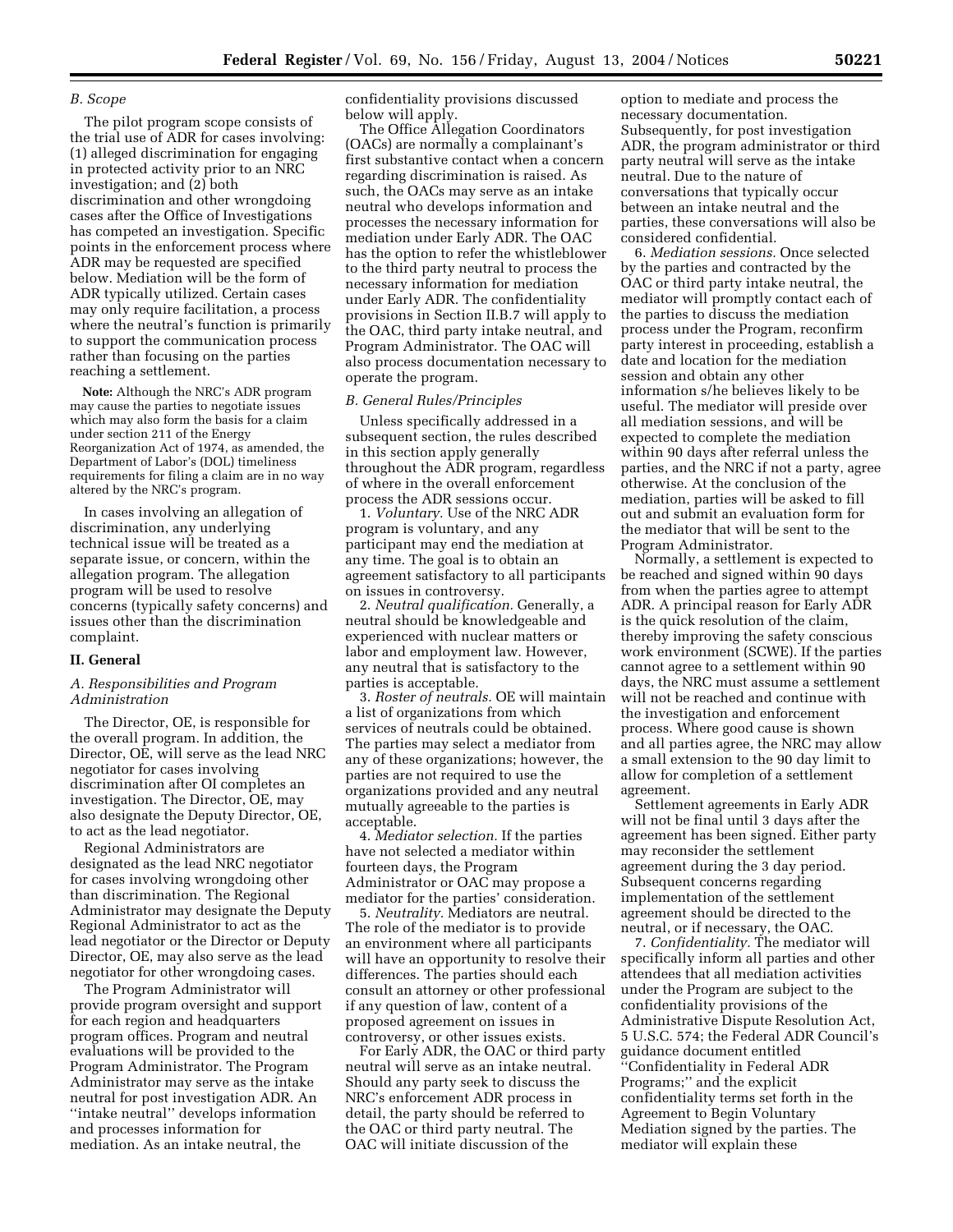### B. Scope

The pilot program scope consists of the trial use of ADR for cases involving: (1) alleged discrimination for engaging in protected activity prior to an NRC investigation; and (2) both discrimination and other wrongdoing cases after the Office of Investigations has competed an investigation. Specific points in the enforcement process where ADR may be requested are specified below. Mediation will be the form of ADR typically utilized. Certain cases may only require facilitation, a process where the neutral's function is primarily to support the communication process rather than focusing on the parties reaching a settlement.

**Note:** Although the NRC's ADR program may cause the parties to negotiate issues which may also form the basis for a claim under section 211 of the Energy Reorganization Act of 1974, as amended, the Department of Labor's (DOL) timeliness requirements for filing a claim are in no way altered by the NRC's program.

In cases involving an allegation of discrimination, any underlying technical issue will be treated as a separate issue, or concern, within the allegation program. The allegation program will be used to resolve concerns (typically safety concerns) and issues other than the discrimination complaint.

## II. General

### A. Responsibilities and Program Administration

The Director, OE, is responsible for the overall program. In addition, the Director, OE, will serve as the lead NRC negotiator for cases involving discrimination after OI completes an investigation. The Director, OE, may also designate the Deputy Director, OE, to act as the lead negotiator.

Regional Administrators are designated as the lead NRC negotiator for cases involving wrongdoing other than discrimination. The Regional Administrator may designate the Deputy Regional Administrator to act as the lead negotiator or the Director or Deputy Director, OE, may also serve as the lead negotiator for other wrongdoing cases.

The Program Administrator will provide program oversight and support for each region and headquarters program offices. Program and neutral evaluations will be provided to the Program Administrator. The Program Administrator may serve as the intake neutral for post investigation ADR. An "intake neutral" develops information and processes information for mediation. As an intake neutral, the confidentiality provisions discussed below will apply.

The Office Allegation Coordinators (OACs) are normally a complainant's first substantive contact when a concern regarding discrimination is raised. As such, the OACs may serve as an intake neutral who develops information and processes the necessary information for mediation under Early ADR. The OAC has the option to refer the whistleblower to the third party neutral to process the necessary information for mediation under Early ADR. The confidentiality provisions in Section II.B.7 will apply to the OAC, third party intake neutral, and Program Administrator. The OAC will also process documentation necessary to operate the program.

### B. General Rules/Principles

Unless specifically addressed in a subsequent section, the rules described in this section apply generally throughout the ADR program, regardless of where in the overall enforcement process the ADR sessions occur.

1. *Voluntary.* Use of the NRC ADR program is voluntary, and any participant may end the mediation at any time. The goal is to obtain an agreement satisfactory to all participants on issues in controversy.

2. *Neutral qualification.* Generally, a neutral should be knowledgeable and experienced with nuclear matters or labor and employment law. However, any neutral that is satisfactory to the parties is acceptable.

3. *Roster of neutrals.* OE will maintain a list of organizations from which services of neutrals could be obtained. The parties may select a mediator from any of these organizations; however, the parties are not required to use the organizations provided and any neutral mutually agreeable to the parties is acceptable.

4. *Mediator selection.* If the parties have not selected a mediator within fourteen days, the Program Administrator or OAC may propose a mediator for the parties' consideration.

5. *Neutrality.* Mediators are neutral. The role of the mediator is to provide an environment where all participants will have an opportunity to resolve their differences. The parties should each consult an attorney or other professional if any question of law, content of a proposed agreement on issues in controversy, or other issues exists.

For Early ADR, the OAC or third party neutral will serve as an intake neutral. Should any party seek to discuss the NRC's enforcement ADR process in detail, the party should be referred to the OAC or third party neutral. The OAC will initiate discussion of the option to mediate and process the necessary documentation. Subsequently, for post investigation ADR, the program administrator or third party neutral will serve as the intake neutral. Due to the nature of conversations that typically occur between an intake neutral and the parties, these conversations will also be considered confidential.

6. *Mediation sessions.* Once selected by the parties and contracted by the OAC or third party intake neutral, the mediator will promptly contact each of the parties to discuss the mediation process under the Program, reconfirm party interest in proceeding, establish a date and location for the mediation session and obtain any other information s/he believes likely to be useful. The mediator will preside over all mediation sessions, and will be expected to complete the mediation within 90 days after referral unless the parties, and the NRC if not a party, agree otherwise. At the conclusion of the mediation, parties will be asked to fill out and submit an evaluation form for the mediator that will be sent to the Program Administrator.

Normally, a settlement is expected to be reached and signed within 90 days from when the parties agree to attempt ADR. A principal reason for Early ADR is the quick resolution of the claim, thereby improving the safety conscious work environment (SCWE). If the parties cannot agree to a settlement within 90 days, the NRC must assume a settlement will not be reached and continue with the investigation and enforcement process. Where good cause is shown and all parties agree, the NRC may allow a small extension to the 90 day limit to allow for completion of a settlement agreement.

Settlement agreements in Early ADR will not be final until 3 days after the agreement has been signed. Either party may reconsider the settlement agreement during the 3 day period. Subsequent concerns regarding implementation of the settlement agreement should be directed to the neutral, or if necessary, the OAC.

7. *Confidentiality.* The mediator will specifically inform all parties and other attendees that all mediation activities under the Program are subject to the confidentiality provisions of the Administrative Dispute Resolution Act, 5 U.S.C. 574; the Federal ADR Council's guidance document entitled "Confidentiality in Federal ADR Programs;" and the explicit confidentiality terms set forth in the Agreement to Begin Voluntary Mediation signed by the parties. The mediator will explain these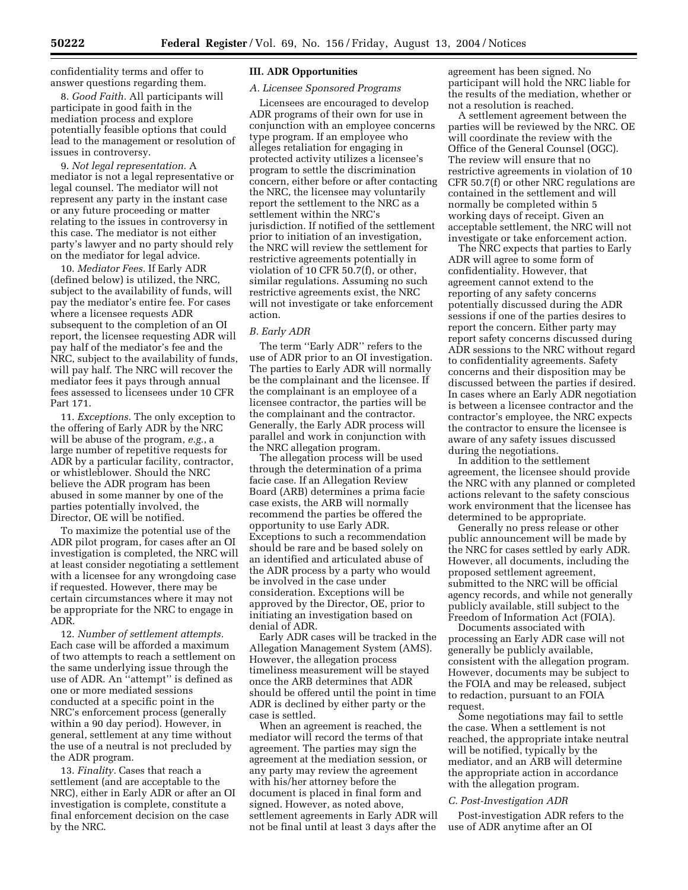confidentiality terms and offer to answer questions regarding them.

8. *Good Faith.* All participants will participate in good faith in the mediation process and explore potentially feasible options that could lead to the management or resolution of issues in controversy.

9. *Not legal representation.* A mediator is not a legal representative or legal counsel. The mediator will not represent any party in the instant case or any future proceeding or matter relating to the issues in controversy in this case. The mediator is not either party's lawyer and no party should rely on the mediator for legal advice.

10. *Mediator Fees.* If Early ADR (defined below) is utilized, the NRC, subject to the availability of funds, will pay the mediator's entire fee. For cases where a licensee requests ADR subsequent to the completion of an OI report, the licensee requesting ADR will pay half of the mediator's fee and the NRC, subject to the availability of funds, will pay half. The NRC will recover the mediator fees it pays through annual fees assessed to licensees under 10 CFR Part 171.

11. *Exceptions.* The only exception to the offering of Early ADR by the NRC will be abuse of the program, *e.g.*, a large number of repetitive requests for ADR by a particular facility, contractor, or whistleblower. Should the NRC believe the ADR program has been abused in some manner by one of the parties potentially involved, the Director, OE will be notified.

To maximize the potential use of the ADR pilot program, for cases after an OI investigation is completed, the NRC will at least consider negotiating a settlement with a licensee for any wrongdoing case if requested. However, there may be certain circumstances where it may not be appropriate for the NRC to engage in ADR.

12. *Number of settlement attempts.* Each case will be afforded a maximum of two attempts to reach a settlement on the same underlying issue through the use of ADR. An ''attempt'' is defined as one or more mediated sessions conducted at a specific point in the NRC's enforcement process (generally within a 90 day period). However, in general, settlement at any time without the use of a neutral is not precluded by the ADR program.

13. *Finality.* Cases that reach a settlement (and are acceptable to the NRC), either in Early ADR or after an OI investigation is complete, constitute a final enforcement decision on the case by the NRC.

## III. ADR Opportunities

### A. Licensee Sponsored Programs

Licensees are encouraged to develop ADR programs of their own for use in conjunction with an employee concerns type program. If an employee who alleges retaliation for engaging in protected activity utilizes a licensee's program to settle the discrimination concern, either before or after contacting the NRC, the licensee may voluntarily report the settlement to the NRC as a settlement within the NRC's jurisdiction. If notified of the settlement prior to initiation of an investigation, the NRC will review the settlement for restrictive agreements potentially in violation of 10 CFR 50.7(f), or other, similar regulations. Assuming no such restrictive agreements exist, the NRC will not investigate or take enforcement action.

### B. Early ADR

The term ''Early ADR'' refers to the use of ADR prior to an OI investigation. The parties to Early ADR will normally be the complainant and the licensee. If the complainant is an employee of a licensee contractor, the parties will be the complainant and the contractor. Generally, the Early ADR process will parallel and work in conjunction with the NRC allegation program.

The allegation process will be used through the determination of a prima facie case. If an Allegation Review Board (ARB) determines a prima facie case exists, the ARB will normally recommend the parties be offered the opportunity to use Early ADR. Exceptions to such a recommendation should be rare and be based solely on an identified and articulated abuse of the ADR process by a party who would be involved in the case under consideration. Exceptions will be approved by the Director, OE, prior to initiating an investigation based on denial of ADR.

Early ADR cases will be tracked in the Allegation Management System (AMS). However, the allegation process timeliness measurement will be stayed once the ARB determines that ADR should be offered until the point in time ADR is declined by either party or the case is settled.

When an agreement is reached, the mediator will record the terms of that agreement. The parties may sign the agreement at the mediation session, or any party may review the agreement with his/her attorney before the document is placed in final form and signed. However, as noted above, settlement agreements in Early ADR will not be final until at least 3 days after the agreement has been signed. No participant will hold the NRC liable for the results of the mediation, whether or not a resolution is reached.

A settlement agreement between the parties will be reviewed by the NRC. OE will coordinate the review with the Office of the General Counsel (OGC). The review will ensure that no restrictive agreements in violation of 10 CFR 50.7(f) or other NRC regulations are contained in the settlement and will normally be completed within 5 working days of receipt. Given an acceptable settlement, the NRC will not investigate or take enforcement action.

The NRC expects that parties to Early ADR will agree to some form of confidentiality. However, that agreement cannot extend to the reporting of any safety concerns potentially discussed during the ADR sessions if one of the parties desires to report the concern. Either party may report safety concerns discussed during ADR sessions to the NRC without regard to confidentiality agreements. Safety concerns and their disposition may be discussed between the parties if desired. In cases where an Early ADR negotiation is between a licensee contractor and the contractor's employee, the NRC expects the contractor to ensure the licensee is aware of any safety issues discussed during the negotiations.

In addition to the settlement agreement, the licensee should provide the NRC with any planned or completed actions relevant to the safety conscious work environment that the licensee has determined to be appropriate.

Generally no press release or other public announcement will be made by the NRC for cases settled by early ADR. However, all documents, including the proposed settlement agreement, submitted to the NRC will be official agency records, and while not generally publicly available, still subject to the Freedom of Information Act (FOIA).

Documents associated with processing an Early ADR case will not generally be publicly available, consistent with the allegation program. However, documents may be subject to the FOIA and may be released, subject to redaction, pursuant to an FOIA request.

Some negotiations may fail to settle the case. When a settlement is not reached, the appropriate intake neutral will be notified, typically by the mediator, and an ARB will determine the appropriate action in accordance with the allegation program.

### C. Post-Investigation ADR

Post-investigation ADR refers to the use of ADR anytime after an OI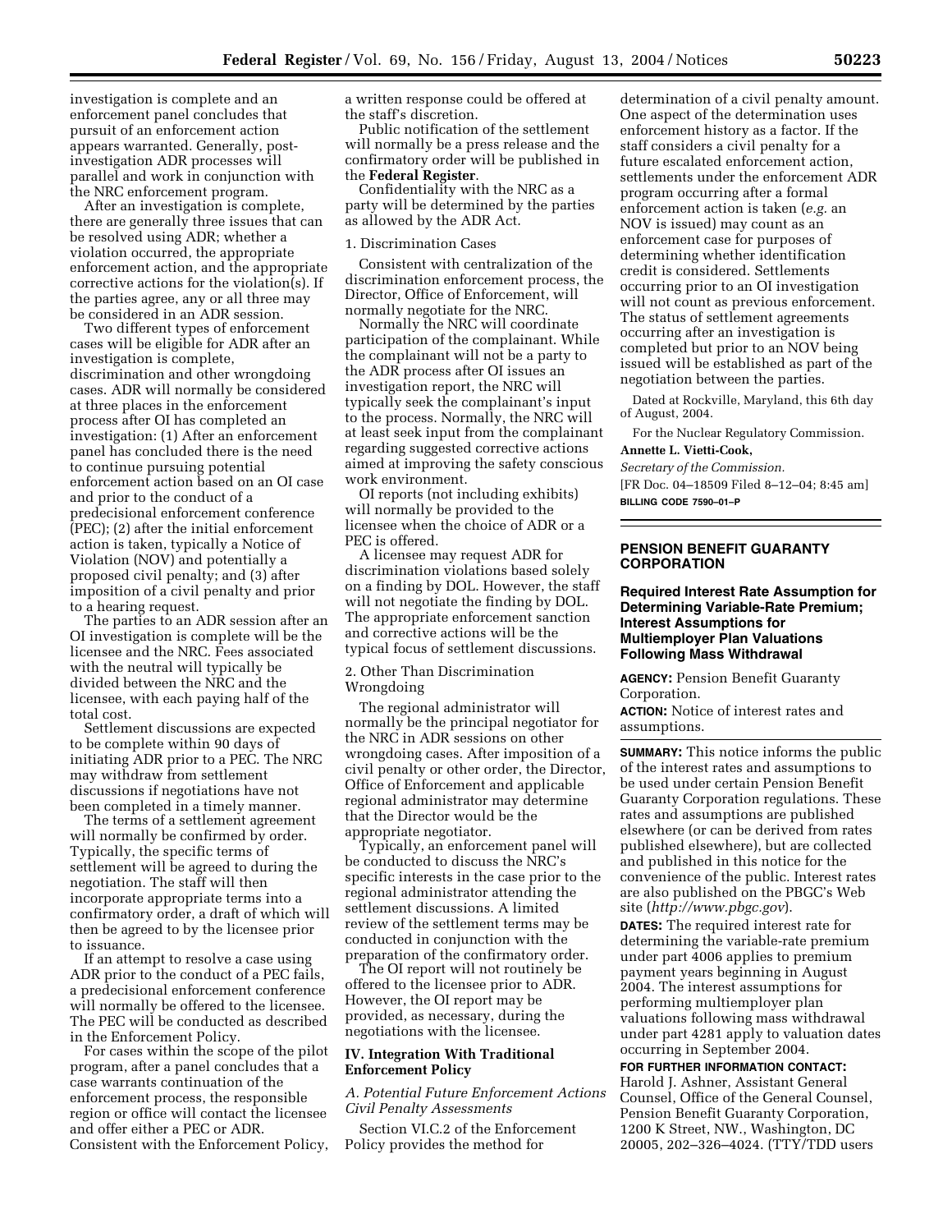investigation is complete and an enforcement panel concludes that pursuit of an enforcement action appears warranted. Generally, post-investigation ADR processes will parallel and work in conjunction with the NRC enforcement program.

After an investigation is complete, there are generally three issues that can be resolved using ADR; whether a violation occurred, the appropriate enforcement action, and the appropriate corrective actions for the violation(s). If the parties agree, any or all three may be considered in an ADR session.

Two different types of enforcement cases will be eligible for ADR after an investigation is complete, discrimination and other wrongdoing cases. ADR will normally be considered at three places in the enforcement process after OI has completed an investigation: (1) After an enforcement panel has concluded there is the need to continue pursuing potential enforcement action based on an OI case and prior to the conduct of a predecisional enforcement conference (PEC); (2) after the initial enforcement action is taken, typically a Notice of Violation (NOV) and potentially a proposed civil penalty; and (3) after imposition of a civil penalty and prior to a hearing request.

The parties to an ADR session after an OI investigation is complete will be the licensee and the NRC. Fees associated with the neutral will typically be divided between the NRC and the licensee, with each paying half of the total cost.

Settlement discussions are expected to be complete within 90 days of initiating ADR prior to a PEC. The NRC may withdraw from settlement discussions if negotiations have not been completed in a timely manner.

The terms of a settlement agreement will normally be confirmed by order. Typically, the specific terms of settlement will be agreed to during the negotiation. The staff will then incorporate appropriate terms into a confirmatory order, a draft of which will then be agreed to by the licensee prior to issuance.

If an attempt to resolve a case using ADR prior to the conduct of a PEC fails, a predecisional enforcement conference will normally be offered to the licensee. The PEC will be conducted as described in the Enforcement Policy.

For cases within the scope of the pilot program, after a panel concludes that a case warrants continuation of the enforcement process, the responsible region or office will contact the licensee and offer either a PEC or ADR. Consistent with the Enforcement Policy, a written response could be offered at the staff's discretion.

Public notification of the settlement will normally be a press release and the confirmatory order will be published in the **Federal Register**.

Confidentiality with the NRC as a party will be determined by the parties as allowed by the ADR Act.

1. Discrimination Cases

Consistent with centralization of the discrimination enforcement process, the Director, Office of Enforcement, will normally negotiate for the NRC.

Normally the NRC will coordinate participation of the complainant. While the complainant will not be a party to the ADR process after OI issues an investigation report, the NRC will typically seek the complainant's input to the process. Normally, the NRC will at least seek input from the complainant regarding suggested corrective actions aimed at improving the safety conscious work environment.

OI reports (not including exhibits) will normally be provided to the licensee when the choice of ADR or a PEC is offered.

A licensee may request ADR for discrimination violations based solely on a finding by DOL. However, the staff will not negotiate the finding by DOL. The appropriate enforcement sanction and corrective actions will be the typical focus of settlement discussions.

2. Other Than Discrimination Wrongdoing

The regional administrator will normally be the principal negotiator for the NRC in ADR sessions on other wrongdoing cases. After imposition of a civil penalty or other order, the Director, Office of Enforcement and applicable regional administrator may determine that the Director would be the appropriate negotiator.

Typically, an enforcement panel will be conducted to discuss the NRC's specific interests in the case prior to the regional administrator attending the settlement discussions. A limited review of the settlement terms may be conducted in conjunction with the preparation of the confirmatory order.

The OI report will not routinely be offered to the licensee prior to ADR. However, the OI report may be provided, as necessary, during the negotiations with the licensee.

## IV. Integration With Traditional Enforcement Policy

*A. Potential Future Enforcement Actions Civil Penalty Assessments*

Section VI.C.2 of the Enforcement Policy provides the method for determination of a civil penalty amount. One aspect of the determination uses enforcement history as a factor. If the staff considers a civil penalty for a future escalated enforcement action, settlements under the enforcement ADR program occurring after a formal enforcement action is taken (*e.g.* an NOV is issued) may count as an enforcement case for purposes of determining whether identification credit is considered. Settlements occurring prior to an OI investigation will not count as previous enforcement. The status of settlement agreements occurring after an investigation is completed but prior to an NOV being issued will be established as part of the negotiation between the parties.

Dated at Rockville, Maryland, this 6th day of August, 2004.

For the Nuclear Regulatory Commission.

**Annette L. Vietti-Cook,**

*Secretary of the Commission.*

[FR Doc. 04–18509 Filed 8–12–04; 8:45 am]

**BILLING CODE 7590–01–P**

---

## PENSION BENEFIT GUARANTY CORPORATION

### Required Interest Rate Assumption for Determining Variable-Rate Premium; Interest Assumptions for Multiemployer Plan Valuations Following Mass Withdrawal

**AGENCY:** Pension Benefit Guaranty Corporation.

**ACTION:** Notice of interest rates and assumptions.

**SUMMARY:** This notice informs the public of the interest rates and assumptions to be used under certain Pension Benefit Guaranty Corporation regulations. These rates and assumptions are published elsewhere (or can be derived from rates published elsewhere), but are collected and published in this notice for the convenience of the public. Interest rates are also published on the PBGC's Web site (*http://www.pbgc.gov*).

**DATES:** The required interest rate for determining the variable-rate premium under part 4006 applies to premium payment years beginning in August 2004. The interest assumptions for performing multiemployer plan valuations following mass withdrawal under part 4281 apply to valuation dates occurring in September 2004.

**FOR FURTHER INFORMATION CONTACT:** Harold J. Ashner, Assistant General Counsel, Office of the General Counsel, Pension Benefit Guaranty Corporation, 1200 K Street, NW., Washington, DC 20005, 202–326–4024. (TTY/TDD users